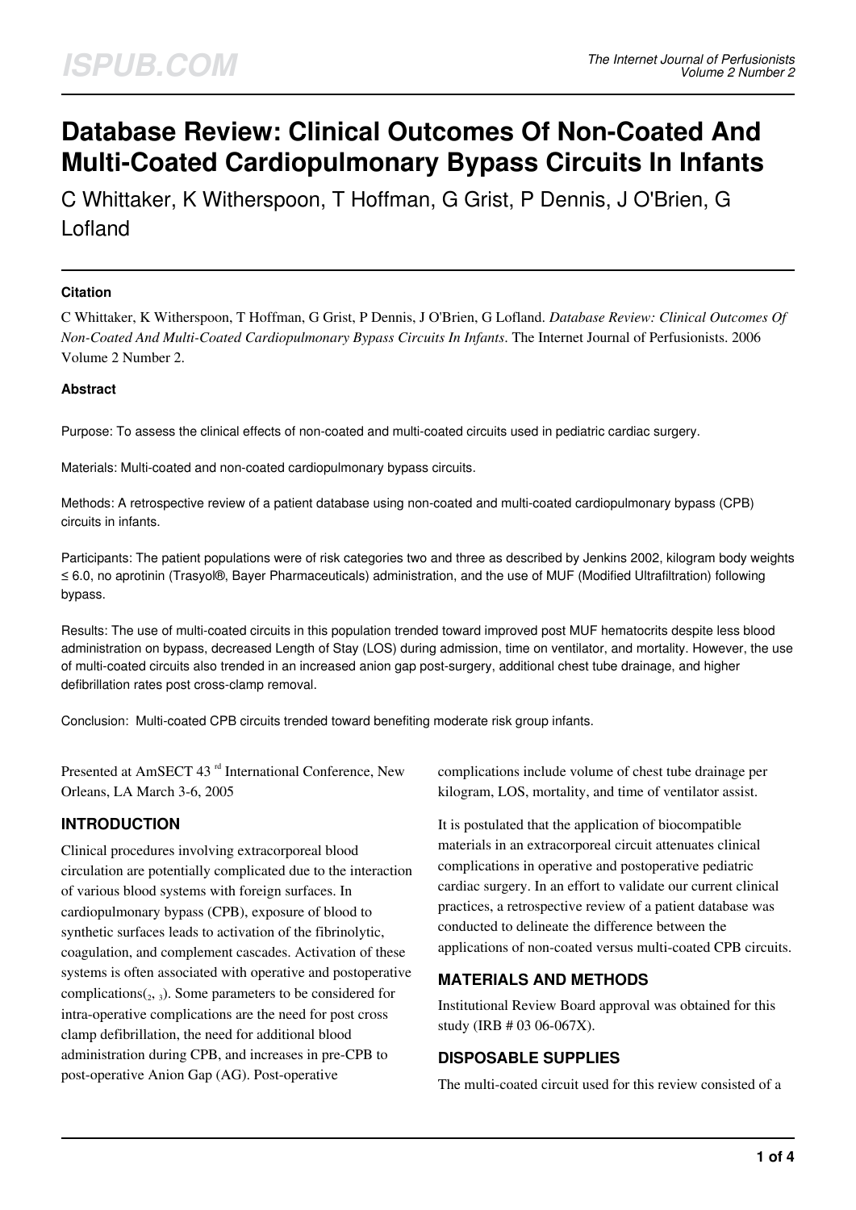# Database Review: Clinical Outcomes Of Non-Coated And Multi-Coated Cardiopulmonary Bypass Circuits In Infants

C Whittaker, K Witherspoon, T Hoffman, G Grist, P Dennis, J O'Brien, G Lofland

### Citation

C Whittaker, K Witherspoon, T Hoffman, G Grist, P Dennis, J O'Brien, G Lofland. *Database Review: Clinical Outcomes Of Non-Coated And Multi-Coated Cardiopulmonary Bypass Circuits In Infants*. The Internet Journal of Perfusionists. 2006 Volume 2 Number 2.

### Abstract

Purpose: To assess the clinical effects of non-coated and multi-coated circuits used in pediatric cardiac surgery.

Materials: Multi-coated and non-coated cardiopulmonary bypass circuits.

Methods: A retrospective review of a patient database using non-coated and multi-coated cardiopulmonary bypass (CPB) circuits in infants.

Participants: The patient populations were of risk categories two and three as described by Jenkins 2002, kilogram body weights ≤ 6.0, no aprotinin (Trasylol®, Bayer Pharmaceuticals) administration, and the use of MUF (Modified Ultrafiltration) following bypass.

Results: The use of multi-coated circuits in this population trended toward improved post MUF hematocrits despite less blood administration on bypass, decreased Length of Stay (LOS) during admission, time on ventilator, and mortality. However, the use of multi-coated circuits also trended in an increased anion gap post-surgery, additional chest tube drainage, and higher defibrillation rates post cross-clamp removal.

Conclusion: Multi-coated CPB circuits trended toward benefiting moderate risk group infants.

Presented at AmSECT 43rd International Conference, New Orleans, LA March 3-6, 2005

## INTRODUCTION

Clinical procedures involving extracorporeal blood circulation are potentially complicated due to the interaction of various blood systems with foreign surfaces. In cardiopulmonary bypass (CPB), exposure of blood to synthetic surfaces leads to activation of the fibrinolytic, coagulation, and complement cascades. Activation of these systems is often associated with operative and postoperative complications([2, 3]). Some parameters to be considered for intra-operative complications are the need for post cross clamp defibrillation, the need for additional blood administration during CPB, and increases in pre-CPB to post-operative Anion Gap (AG). Post-operative complications include volume of chest tube drainage per kilogram, LOS, mortality, and time of ventilator assist.

It is postulated that the application of biocompatible materials in an extracorporeal circuit attenuates clinical complications in operative and postoperative pediatric cardiac surgery. In an effort to validate our current clinical practices, a retrospective review of a patient database was conducted to delineate the difference between the applications of non-coated versus multi-coated CPB circuits.

## MATERIALS AND METHODS

Institutional Review Board approval was obtained for this study (IRB # 03 06-067X).

## DISPOSABLE SUPPLIES

The multi-coated circuit used for this review consisted of a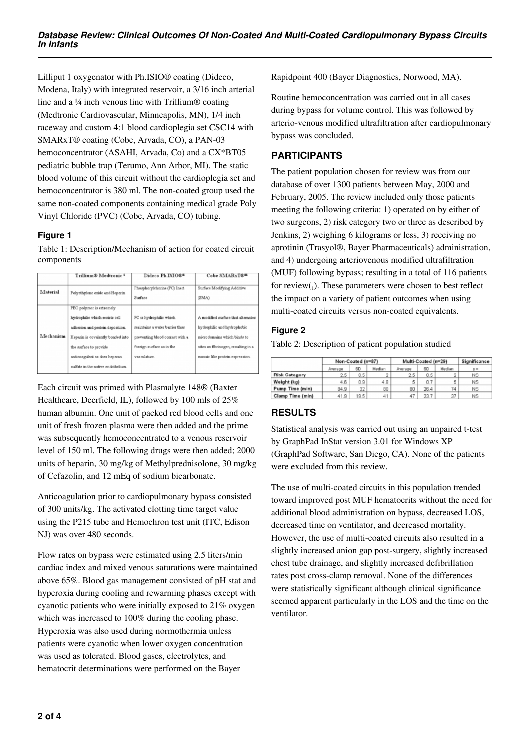Lilliput 1 oxygenator with Ph.ISIO® coating (Dideco, Modena, Italy) with integrated reservoir, a 3/16 inch arterial line and a ¼ inch venous line with Trillium® coating (Medtronic Cardiovascular, Minneapolis, MN), 1/4 inch raceway and custom 4:1 blood cardioplegia set CSC14 with SMARxT® coating (Cobe, Arvada, CO), a PAN-03 hemoconcentrator (ASAHI, Arvada, Co) and a CX*BT05 pediatric bubble trap (Terumo, Ann Arbor, MI). The static blood volume of this circuit without the cardioplegia set and hemoconcentrator is 380 ml. The non-coated group used the same non-coated components containing medical grade Poly Vinyl Chloride (PVC) (Cobe, Arvada, CO) tubing.

### Figure 1

Table 1: Description/Mechanism of action for coated circuit components

| | Trillium® Medtronic [1] | Dideco Ph.ISIO®* | Cobe SMARxT®** |
|---|---|---|---|
| Material | Polyethylene oxide and Heparin | Phosphorylchorine (PC) Inert Surface | Surface Modifying Additive (SMA) |
| Mechanism | PEO polymer is extremely hydrophilic which resists cell adhesion and protein deposition. Heparin is covalently bonded into the surface to provide anticoagulant as does heparan sulfate in the native endothelium. | PC is hydrophilic which maintains a water barrier thus preventing blood contact with a foreign surface as in the vasculature. | A modified surface that alternates hydrophilic and hydrophobic microdomains which binds to sites on fibrinogen, resulting in a mosaic like protein expression. |

Each circuit was primed with Plasmalyte 148® (Baxter Healthcare, Deerfield, IL), followed by 100 mls of 25% human albumin. One unit of packed red blood cells and one unit of fresh frozen plasma were then added and the prime was subsequently hemoconcentrated to a venous reservoir level of 150 ml. The following drugs were then added; 2000 units of heparin, 30 mg/kg of Methylprednisolone, 30 mg/kg of Cefazolin, and 12 mEq of sodium bicarbonate.

Anticoagulation prior to cardiopulmonary bypass consisted of 300 units/kg. The activated clotting time target value using the P215 tube and Hemochron test unit (ITC, Edison NJ) was over 480 seconds.

Flow rates on bypass were estimated using 2.5 liters/min cardiac index and mixed venous saturations were maintained above 65%. Blood gas management consisted of pH stat and hyperoxia during cooling and rewarming phases except with cyanotic patients who were initially exposed to 21% oxygen which was increased to 100% during the cooling phase. Hyperoxia was also used during normothermia unless patients were cyanotic when lower oxygen concentration was used as tolerated. Blood gases, electrolytes, and hematocrit determinations were performed on the Bayer Rapidpoint 400 (Bayer Diagnostics, Norwood, MA).

Routine hemoconcentration was carried out in all cases during bypass for volume control. This was followed by arterio-venous modified ultrafiltration after cardiopulmonary bypass was concluded.

## PARTICIPANTS

The patient population chosen for review was from our database of over 1300 patients between May, 2000 and February, 2005. The review included only those patients meeting the following criteria: 1) operated on by either of two surgeons, 2) risk category two or three as described by Jenkins, 2) weighing 6 kilograms or less, 3) receiving no aprotinin (Trasyol®, Bayer Pharmaceuticals) administration, and 4) undergoing arteriovenous modified ultrafiltration (MUF) following bypass; resulting in a total of 116 patients for review(1). These parameters were chosen to best reflect the impact on a variety of patient outcomes when using multi-coated circuits versus non-coated equivalents.

### Figure 2

Table 2: Description of patient population studied

| | Non-Coated (n=87) | | | Multi-Coated (n=29) | | | Significance |
|---|---|---|---|---|---|---|---|
| | Average | SD | Median | Average | SD | Median | p = |
| Risk Category | 2.5 | 0.5 | 2 | 2.5 | 0.5 | 2 | NS |
| Weight (kg) | 4.6 | 0.9 | 4.8 | 5 | 0.7 | 5 | NS |
| Pump Time (min) | 84.9 | 32 | 80 | 80 | 26.4 | 74 | NS |
| Clamp Time (min) | 41.9 | 19.5 | 41 | 47 | 23.7 | 37 | NS |

## RESULTS

Statistical analysis was carried out using an unpaired t-test by GraphPad InStat version 3.01 for Windows XP (GraphPad Software, San Diego, CA). None of the patients were excluded from this review.

The use of multi-coated circuits in this population trended toward improved post MUF hematocrits without the need for additional blood administration on bypass, decreased LOS, decreased time on ventilator, and decreased mortality. However, the use of multi-coated circuits also resulted in a slightly increased anion gap post-surgery, slightly increased chest tube drainage, and slightly increased defibrillation rates post cross-clamp removal. None of the differences were statistically significant although clinical significance seemed apparent particularly in the LOS and the time on the ventilator.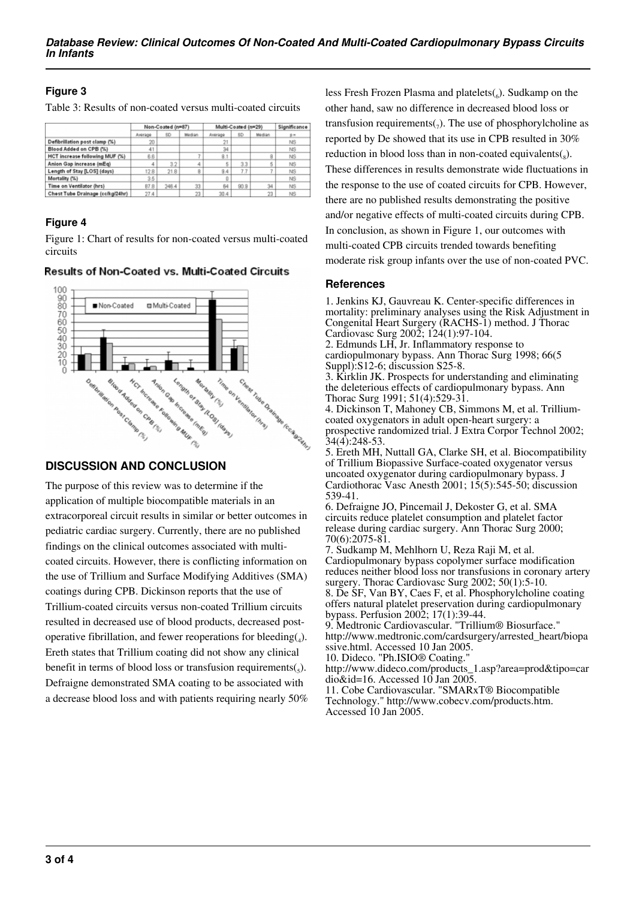### Figure 3

Table 3: Results of non-coated versus multi-coated circuits

| | Non-Coated (n=87) | | | Multi-Coated (n=29) | | | Significance |
|---|---|---|---|---|---|---|---|
| | Average | SD | Median | Average | SD | Median | p = |
| Defibrillation post clamp (%) | 20 | | | 21 | | | NS |
| Blood Added on CPB (%) | 41 | | | 34 | | | NS |
| HCT increase following MUF (%) | 6.6 | | 7 | 8.1 | | 8 | NS |
| Anion Gap increase (mEq) | 4 | 3.2 | 4 | 5 | 3.3 | 5 | NS |
| Length of Stay [LOS] (days) | 12.8 | 21.8 | 8 | 9.4 | 7.7 | 7 | NS |
| Mortality (%) | 3.5 | | | 0 | | | NS |
| Time on Ventilator (hrs) | 87.8 | 246.4 | 33 | 64 | 90.9 | 34 | NS |
| Chest Tube Drainage (cc/kg/24hr) | 27.4 | | 23 | 30.4 | | 23 | NS |

### Figure 4

Figure 1: Chart of results for non-coated versus multi-coated circuits

## DISCUSSION AND CONCLUSION

The purpose of this review was to determine if the application of multiple biocompatible materials in an extracorporeal circuit results in similar or better outcomes in pediatric cardiac surgery. Currently, there are no published findings on the clinical outcomes associated with multi-coated circuits. However, there is conflicting information on the use of Trillium and Surface Modifying Additives (SMA) coatings during CPB. Dickinson reports that the use of Trillium-coated circuits versus non-coated Trillium circuits resulted in decreased use of blood products, decreased post-operative fibrillation, and fewer reoperations for bleeding(4). Ereth states that Trillium coating did not show any clinical benefit in terms of blood loss or transfusion requirements(5). Defraigne demonstrated SMA coating to be associated with a decrease blood loss and with patients requiring nearly 50% less Fresh Frozen Plasma and platelets(6). Sudkamp on the other hand, saw no difference in decreased blood loss or transfusion requirements(7). The use of phosphorylcholine as reported by De showed that its use in CPB resulted in 30% reduction in blood loss than in non-coated equivalents(8). These differences in results demonstrate wide fluctuations in the response to the use of coated circuits for CPB. However, there are no published results demonstrating the positive and/or negative effects of multi-coated circuits during CPB. In conclusion, as shown in Figure 1, our outcomes with multi-coated CPB circuits trended towards benefiting moderate risk group infants over the use of non-coated PVC.

## References

1. Jenkins KJ, Gauvreau K. Center-specific differences in mortality: preliminary analyses using the Risk Adjustment in Congenital Heart Surgery (RACHS-1) method. J Thorac Cardiovasc Surg 2002; 124(1):97-104.
2. Edmunds LH, Jr. Inflammatory response to cardiopulmonary bypass. Ann Thorac Surg 1998; 66(5 Suppl):S12-6; discussion S25-8.
3. Kirklin JK. Prospects for understanding and eliminating the deleterious effects of cardiopulmonary bypass. Ann Thorac Surg 1991; 51(4):529-31.
4. Dickinson T, Mahoney CB, Simmons M, et al. Trillium-coated oxygenators in adult open-heart surgery: a prospective randomized trial. J Extra Corpor Technol 2002; 34(4):248-53.
5. Ereth MH, Nuttall GA, Clarke SH, et al. Biocompatibility of Trillium Biopassive Surface-coated oxygenator versus uncoated oxygenator during cardiopulmonary bypass. J Cardiothorac Vasc Anesth 2001; 15(5):545-50; discussion 539-41.
6. Defraigne JO, Pincemail J, Dekoster G, et al. SMA circuits reduce platelet consumption and platelet factor release during cardiac surgery. Ann Thorac Surg 2000; 70(6):2075-81.
7. Sudkamp M, Mehlhorn U, Reza Raji M, et al. Cardiopulmonary bypass copolymer surface modification reduces neither blood loss nor transfusions in coronary artery surgery. Thorac Cardiovasc Surg 2002; 50(1):5-10.
8. De SF, Van BY, Caes F, et al. Phosphorylcholine coating offers natural platelet preservation during cardiopulmonary bypass. Perfusion 2002; 17(1):39-44.
9. Medtronic Cardiovascular. "Trillium® Biosurface." http://www.medtronic.com/cardsurgery/arrested_heart/biopassive.html. Accessed 10 Jan 2005.
10. Dideco. "Ph.ISIO® Coating." http://www.dideco.com/products_1.asp?area=prod&tipo=cardio&id=16. Accessed 10 Jan 2005.
11. Cobe Cardiovascular. "SMARxT® Biocompatible Technology." http://www.cobecv.com/products.htm. Accessed 10 Jan 2005.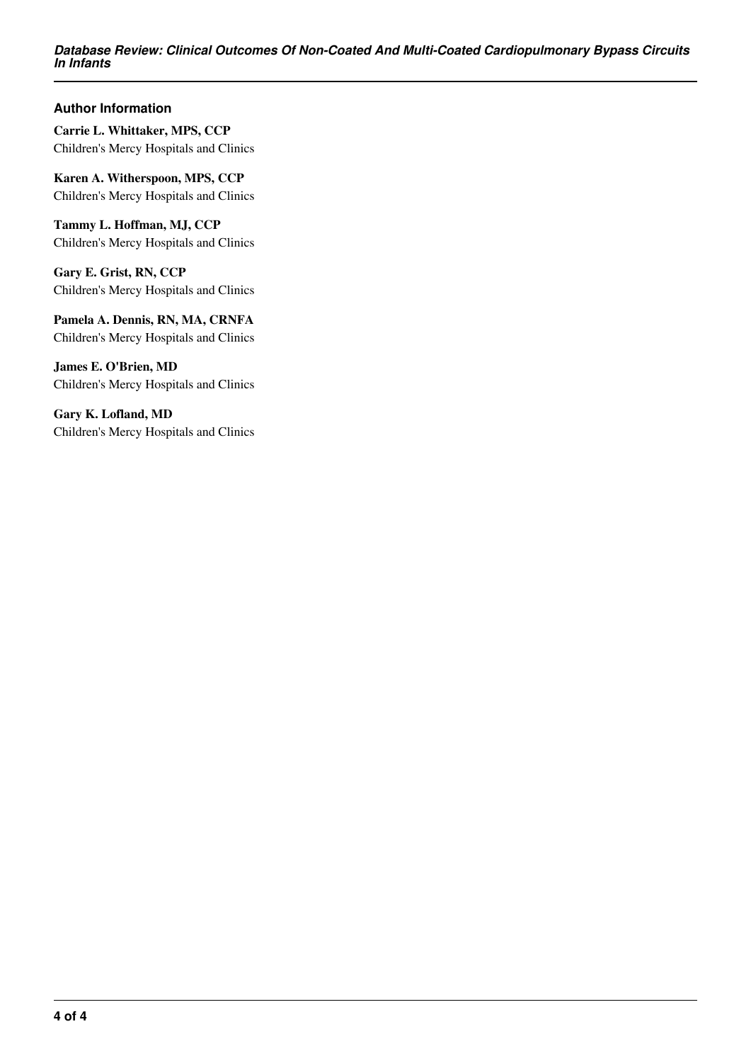## Author Information

**Carrie L. Whittaker, MPS, CCP**
Children's Mercy Hospitals and Clinics

**Karen A. Witherspoon, MPS, CCP**
Children's Mercy Hospitals and Clinics

**Tammy L. Hoffman, MJ, CCP**
Children's Mercy Hospitals and Clinics

**Gary E. Grist, RN, CCP**
Children's Mercy Hospitals and Clinics

**Pamela A. Dennis, RN, MA, CRNFA**
Children's Mercy Hospitals and Clinics

**James E. O'Brien, MD**
Children's Mercy Hospitals and Clinics

**Gary K. Lofland, MD**
Children's Mercy Hospitals and Clinics